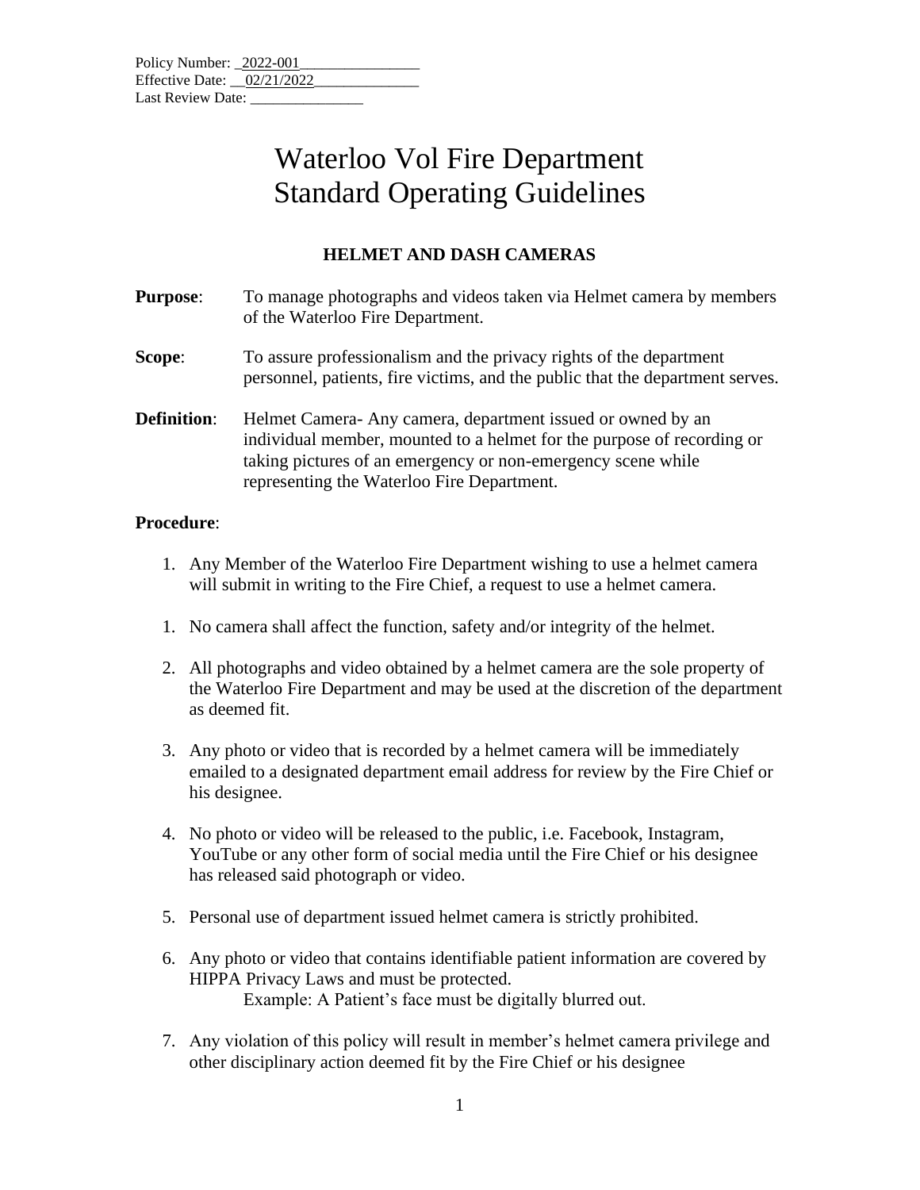Policy Number: _2022-001________________
Effective Date: __02/21/2022______________
Last Review Date: _______________

# Waterloo Vol Fire Department
# Standard Operating Guidelines

## HELMET AND DASH CAMERAS

**Purpose**: To manage photographs and videos taken via Helmet camera by members of the Waterloo Fire Department.

**Scope**: To assure professionalism and the privacy rights of the department personnel, patients, fire victims, and the public that the department serves.

**Definition**: Helmet Camera- Any camera, department issued or owned by an individual member, mounted to a helmet for the purpose of recording or taking pictures of an emergency or non-emergency scene while representing the Waterloo Fire Department.

**Procedure**:

1. Any Member of the Waterloo Fire Department wishing to use a helmet camera will submit in writing to the Fire Chief, a request to use a helmet camera.

1. No camera shall affect the function, safety and/or integrity of the helmet.

2. All photographs and video obtained by a helmet camera are the sole property of the Waterloo Fire Department and may be used at the discretion of the department as deemed fit.

3. Any photo or video that is recorded by a helmet camera will be immediately emailed to a designated department email address for review by the Fire Chief or his designee.

4. No photo or video will be released to the public, i.e. Facebook, Instagram, YouTube or any other form of social media until the Fire Chief or his designee has released said photograph or video.

5. Personal use of department issued helmet camera is strictly prohibited.

6. Any photo or video that contains identifiable patient information are covered by HIPPA Privacy Laws and must be protected.
   Example: A Patient's face must be digitally blurred out.

7. Any violation of this policy will result in member's helmet camera privilege and other disciplinary action deemed fit by the Fire Chief or his designee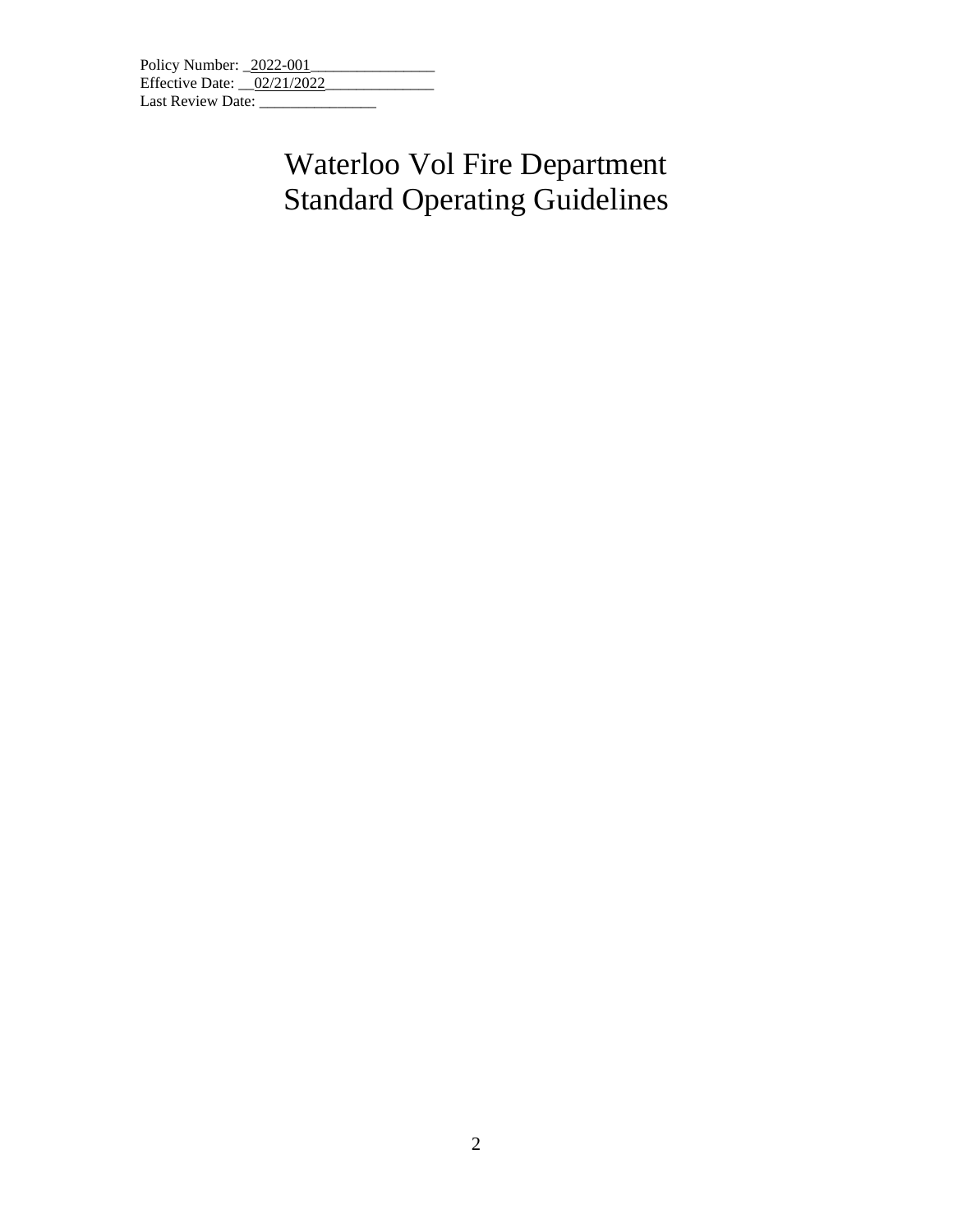Policy Number: _2022-001________________
Effective Date: __02/21/2022______________
Last Review Date: _______________

# Waterloo Vol Fire Department
# Standard Operating Guidelines